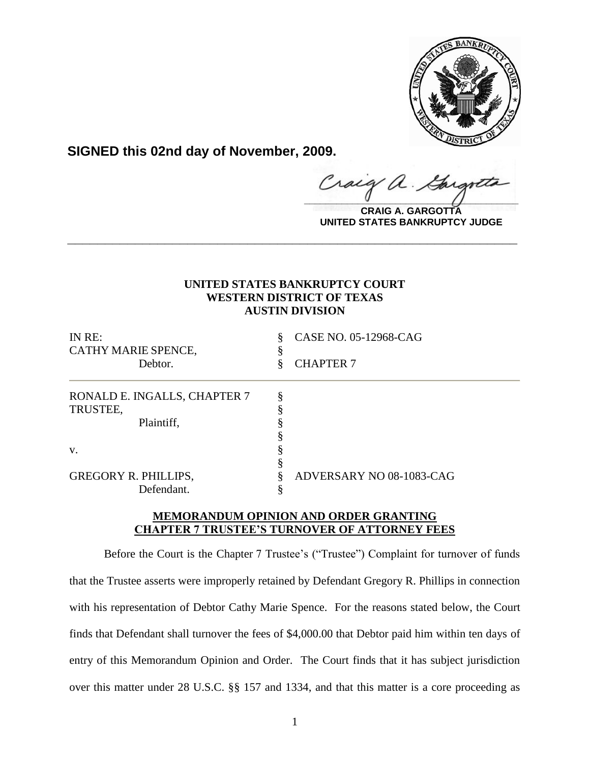**SIGNED this 02nd day of November, 2009.**

**CRAIG A. GARGOTTA**
**UNITED STATES BANKRUPTCY JUDGE**

---

**UNITED STATES BANKRUPTCY COURT**
**WESTERN DISTRICT OF TEXAS**
**AUSTIN DIVISION**

| | | |
|---|---|---|
| IN RE: | § | CASE NO. 05-12968-CAG |
| CATHY MARIE SPENCE, | § | |
| Debtor. | § | CHAPTER 7 |

| | | |
|---|---|---|
| RONALD E. INGALLS, CHAPTER 7 | § | |
| TRUSTEE, | § | |
| Plaintiff, | § | |
| | § | |
| v. | § | |
| | § | |
| GREGORY R. PHILLIPS, | § | ADVERSARY NO 08-1083-CAG |
| Defendant. | § | |

**MEMORANDUM OPINION AND ORDER GRANTING CHAPTER 7 TRUSTEE'S TURNOVER OF ATTORNEY FEES**

Before the Court is the Chapter 7 Trustee's ("Trustee") Complaint for turnover of funds that the Trustee asserts were improperly retained by Defendant Gregory R. Phillips in connection with his representation of Debtor Cathy Marie Spence. For the reasons stated below, the Court finds that Defendant shall turnover the fees of $4,000.00 that Debtor paid him within ten days of entry of this Memorandum Opinion and Order. The Court finds that it has subject jurisdiction over this matter under 28 U.S.C. §§ 157 and 1334, and that this matter is a core proceeding as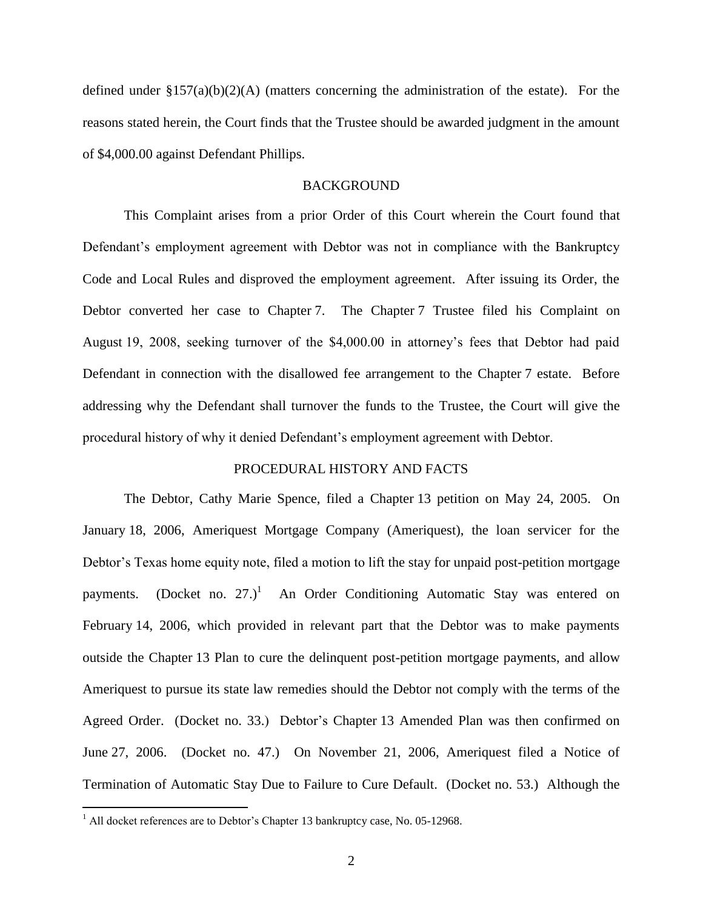defined under §157(a)(b)(2)(A) (matters concerning the administration of the estate). For the reasons stated herein, the Court finds that the Trustee should be awarded judgment in the amount of $4,000.00 against Defendant Phillips.

## BACKGROUND

This Complaint arises from a prior Order of this Court wherein the Court found that Defendant's employment agreement with Debtor was not in compliance with the Bankruptcy Code and Local Rules and disproved the employment agreement. After issuing its Order, the Debtor converted her case to Chapter 7. The Chapter 7 Trustee filed his Complaint on August 19, 2008, seeking turnover of the $4,000.00 in attorney's fees that Debtor had paid Defendant in connection with the disallowed fee arrangement to the Chapter 7 estate. Before addressing why the Defendant shall turnover the funds to the Trustee, the Court will give the procedural history of why it denied Defendant's employment agreement with Debtor.

## PROCEDURAL HISTORY AND FACTS

The Debtor, Cathy Marie Spence, filed a Chapter 13 petition on May 24, 2005. On January 18, 2006, Ameriquest Mortgage Company (Ameriquest), the loan servicer for the Debtor's Texas home equity note, filed a motion to lift the stay for unpaid post-petition mortgage payments. (Docket no. 27.)[1] An Order Conditioning Automatic Stay was entered on February 14, 2006, which provided in relevant part that the Debtor was to make payments outside the Chapter 13 Plan to cure the delinquent post-petition mortgage payments, and allow Ameriquest to pursue its state law remedies should the Debtor not comply with the terms of the Agreed Order. (Docket no. 33.) Debtor's Chapter 13 Amended Plan was then confirmed on June 27, 2006. (Docket no. 47.) On November 21, 2006, Ameriquest filed a Notice of Termination of Automatic Stay Due to Failure to Cure Default. (Docket no. 53.) Although the

[1] All docket references are to Debtor's Chapter 13 bankruptcy case, No. 05-12968.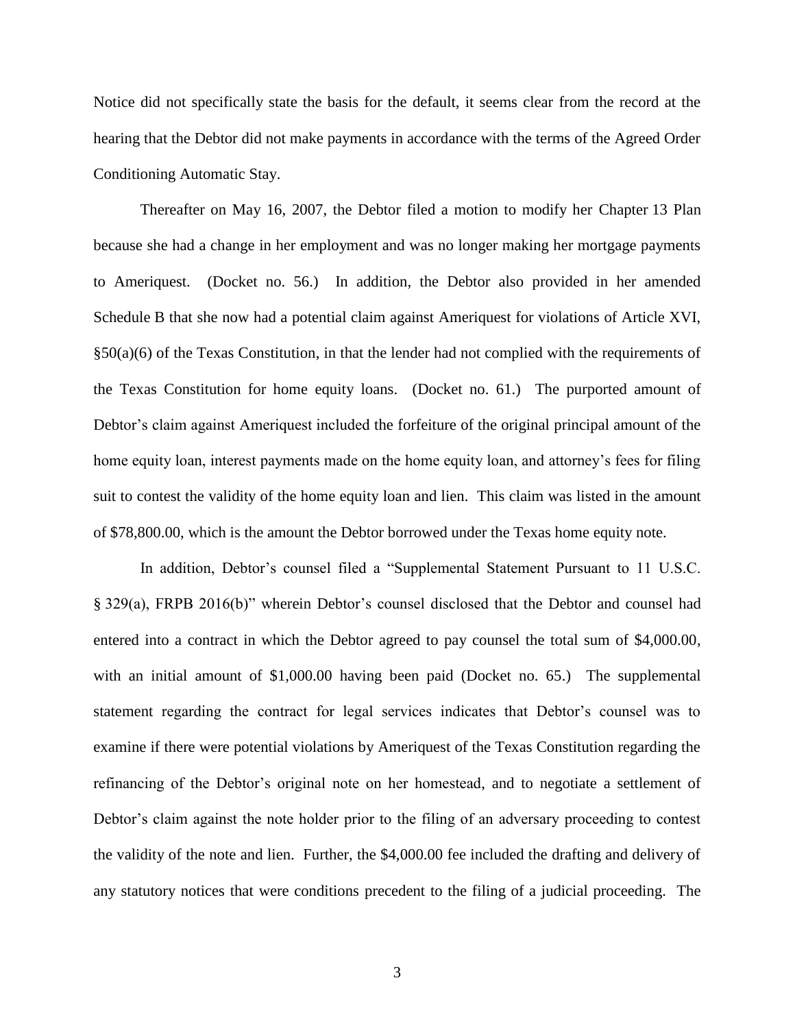Notice did not specifically state the basis for the default, it seems clear from the record at the hearing that the Debtor did not make payments in accordance with the terms of the Agreed Order Conditioning Automatic Stay.

Thereafter on May 16, 2007, the Debtor filed a motion to modify her Chapter 13 Plan because she had a change in her employment and was no longer making her mortgage payments to Ameriquest. (Docket no. 56.) In addition, the Debtor also provided in her amended Schedule B that she now had a potential claim against Ameriquest for violations of Article XVI, §50(a)(6) of the Texas Constitution, in that the lender had not complied with the requirements of the Texas Constitution for home equity loans. (Docket no. 61.) The purported amount of Debtor's claim against Ameriquest included the forfeiture of the original principal amount of the home equity loan, interest payments made on the home equity loan, and attorney's fees for filing suit to contest the validity of the home equity loan and lien. This claim was listed in the amount of $78,800.00, which is the amount the Debtor borrowed under the Texas home equity note.

In addition, Debtor's counsel filed a "Supplemental Statement Pursuant to 11 U.S.C. § 329(a), FRPB 2016(b)" wherein Debtor's counsel disclosed that the Debtor and counsel had entered into a contract in which the Debtor agreed to pay counsel the total sum of $4,000.00, with an initial amount of $1,000.00 having been paid (Docket no. 65.) The supplemental statement regarding the contract for legal services indicates that Debtor's counsel was to examine if there were potential violations by Ameriquest of the Texas Constitution regarding the refinancing of the Debtor's original note on her homestead, and to negotiate a settlement of Debtor's claim against the note holder prior to the filing of an adversary proceeding to contest the validity of the note and lien. Further, the $4,000.00 fee included the drafting and delivery of any statutory notices that were conditions precedent to the filing of a judicial proceeding. The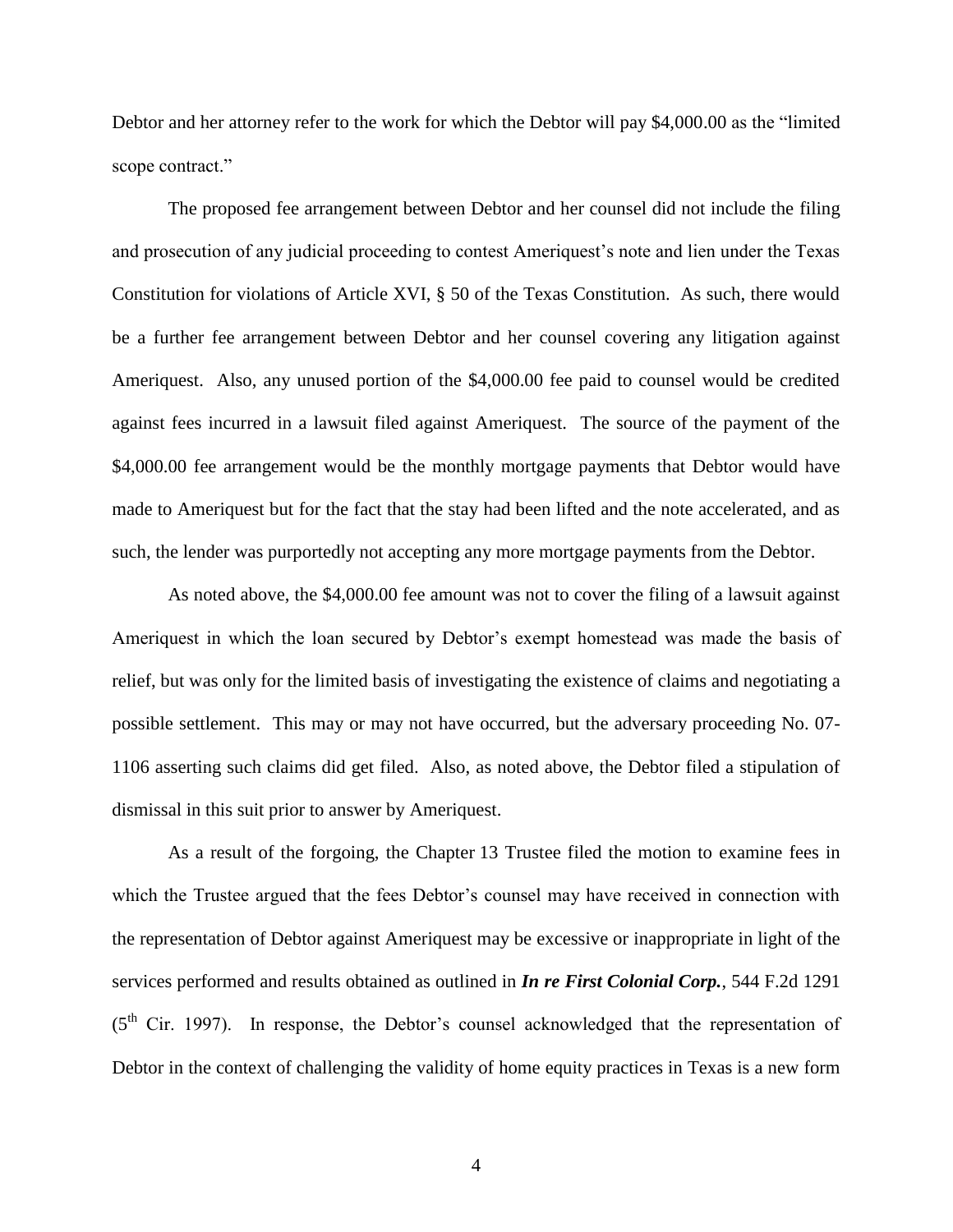Debtor and her attorney refer to the work for which the Debtor will pay $4,000.00 as the "limited scope contract."

The proposed fee arrangement between Debtor and her counsel did not include the filing and prosecution of any judicial proceeding to contest Ameriquest's note and lien under the Texas Constitution for violations of Article XVI, § 50 of the Texas Constitution. As such, there would be a further fee arrangement between Debtor and her counsel covering any litigation against Ameriquest. Also, any unused portion of the $4,000.00 fee paid to counsel would be credited against fees incurred in a lawsuit filed against Ameriquest. The source of the payment of the $4,000.00 fee arrangement would be the monthly mortgage payments that Debtor would have made to Ameriquest but for the fact that the stay had been lifted and the note accelerated, and as such, the lender was purportedly not accepting any more mortgage payments from the Debtor.

As noted above, the $4,000.00 fee amount was not to cover the filing of a lawsuit against Ameriquest in which the loan secured by Debtor's exempt homestead was made the basis of relief, but was only for the limited basis of investigating the existence of claims and negotiating a possible settlement. This may or may not have occurred, but the adversary proceeding No. 07-1106 asserting such claims did get filed. Also, as noted above, the Debtor filed a stipulation of dismissal in this suit prior to answer by Ameriquest.

As a result of the forgoing, the Chapter 13 Trustee filed the motion to examine fees in which the Trustee argued that the fees Debtor's counsel may have received in connection with the representation of Debtor against Ameriquest may be excessive or inappropriate in light of the services performed and results obtained as outlined in ***In re First Colonial Corp.***, 544 F.2d 1291 (5th Cir. 1997). In response, the Debtor's counsel acknowledged that the representation of Debtor in the context of challenging the validity of home equity practices in Texas is a new form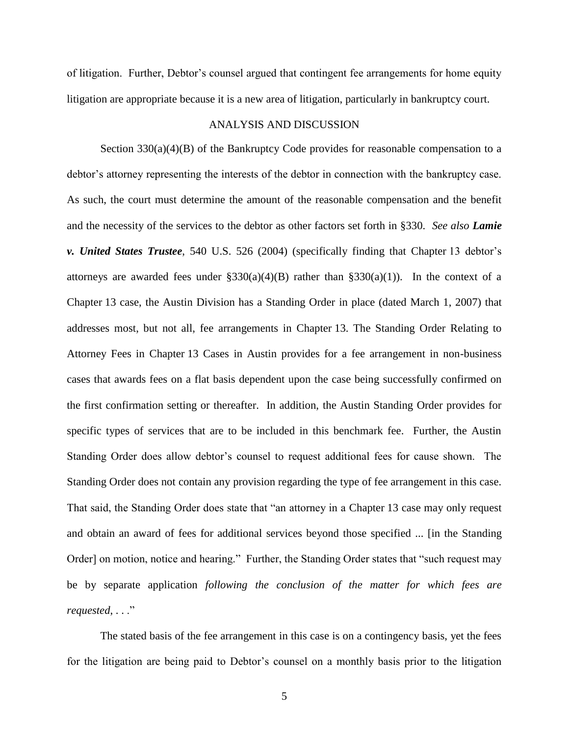of litigation. Further, Debtor's counsel argued that contingent fee arrangements for home equity litigation are appropriate because it is a new area of litigation, particularly in bankruptcy court.

## ANALYSIS AND DISCUSSION

Section 330(a)(4)(B) of the Bankruptcy Code provides for reasonable compensation to a debtor's attorney representing the interests of the debtor in connection with the bankruptcy case. As such, the court must determine the amount of the reasonable compensation and the benefit and the necessity of the services to the debtor as other factors set forth in §330. *See also* ***Lamie v. United States Trustee***, 540 U.S. 526 (2004) (specifically finding that Chapter 13 debtor's attorneys are awarded fees under §330(a)(4)(B) rather than §330(a)(1)). In the context of a Chapter 13 case, the Austin Division has a Standing Order in place (dated March 1, 2007) that addresses most, but not all, fee arrangements in Chapter 13. The Standing Order Relating to Attorney Fees in Chapter 13 Cases in Austin provides for a fee arrangement in non-business cases that awards fees on a flat basis dependent upon the case being successfully confirmed on the first confirmation setting or thereafter. In addition, the Austin Standing Order provides for specific types of services that are to be included in this benchmark fee. Further, the Austin Standing Order does allow debtor's counsel to request additional fees for cause shown. The Standing Order does not contain any provision regarding the type of fee arrangement in this case. That said, the Standing Order does state that "an attorney in a Chapter 13 case may only request and obtain an award of fees for additional services beyond those specified ... [in the Standing Order] on motion, notice and hearing." Further, the Standing Order states that "such request may be by separate application *following the conclusion of the matter for which fees are requested*, . . ."

The stated basis of the fee arrangement in this case is on a contingency basis, yet the fees for the litigation are being paid to Debtor's counsel on a monthly basis prior to the litigation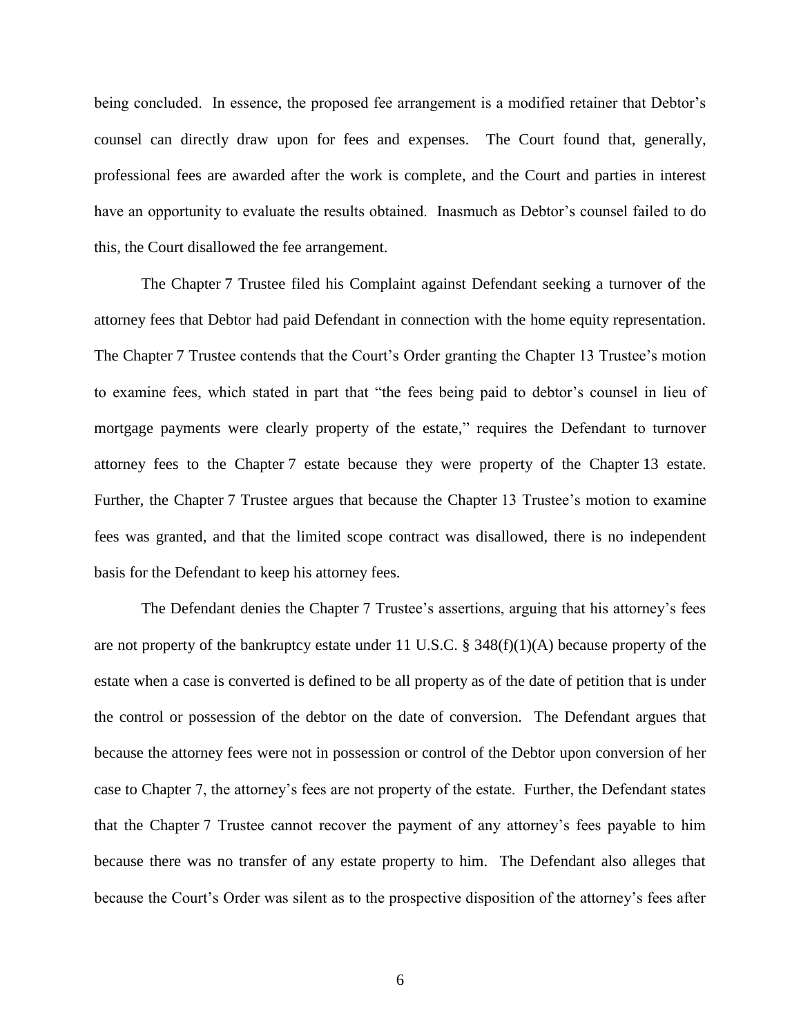being concluded. In essence, the proposed fee arrangement is a modified retainer that Debtor's counsel can directly draw upon for fees and expenses. The Court found that, generally, professional fees are awarded after the work is complete, and the Court and parties in interest have an opportunity to evaluate the results obtained. Inasmuch as Debtor's counsel failed to do this, the Court disallowed the fee arrangement.

The Chapter 7 Trustee filed his Complaint against Defendant seeking a turnover of the attorney fees that Debtor had paid Defendant in connection with the home equity representation. The Chapter 7 Trustee contends that the Court's Order granting the Chapter 13 Trustee's motion to examine fees, which stated in part that "the fees being paid to debtor's counsel in lieu of mortgage payments were clearly property of the estate," requires the Defendant to turnover attorney fees to the Chapter 7 estate because they were property of the Chapter 13 estate. Further, the Chapter 7 Trustee argues that because the Chapter 13 Trustee's motion to examine fees was granted, and that the limited scope contract was disallowed, there is no independent basis for the Defendant to keep his attorney fees.

The Defendant denies the Chapter 7 Trustee's assertions, arguing that his attorney's fees are not property of the bankruptcy estate under 11 U.S.C. § 348(f)(1)(A) because property of the estate when a case is converted is defined to be all property as of the date of petition that is under the control or possession of the debtor on the date of conversion. The Defendant argues that because the attorney fees were not in possession or control of the Debtor upon conversion of her case to Chapter 7, the attorney's fees are not property of the estate. Further, the Defendant states that the Chapter 7 Trustee cannot recover the payment of any attorney's fees payable to him because there was no transfer of any estate property to him. The Defendant also alleges that because the Court's Order was silent as to the prospective disposition of the attorney's fees after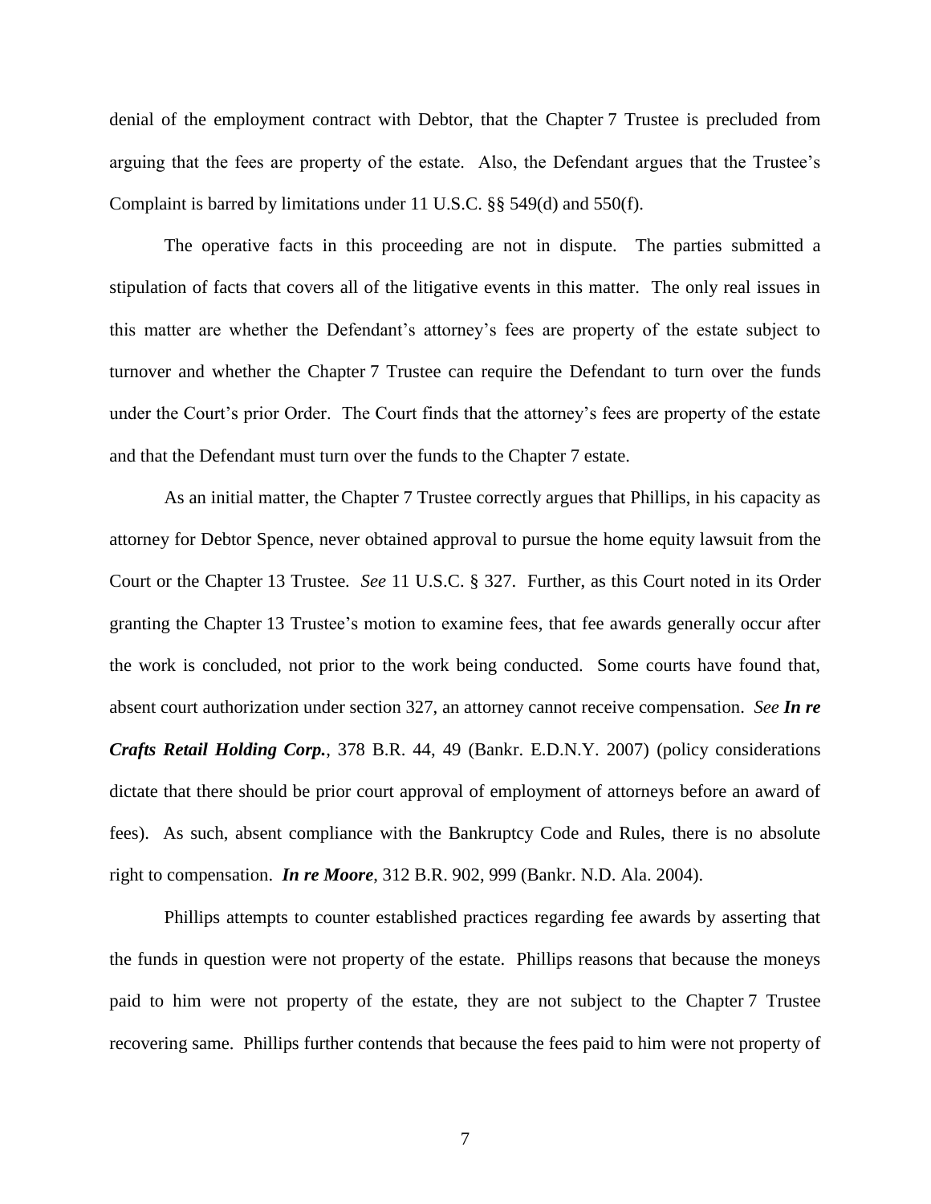denial of the employment contract with Debtor, that the Chapter 7 Trustee is precluded from arguing that the fees are property of the estate. Also, the Defendant argues that the Trustee's Complaint is barred by limitations under 11 U.S.C. §§ 549(d) and 550(f).

The operative facts in this proceeding are not in dispute. The parties submitted a stipulation of facts that covers all of the litigative events in this matter. The only real issues in this matter are whether the Defendant's attorney's fees are property of the estate subject to turnover and whether the Chapter 7 Trustee can require the Defendant to turn over the funds under the Court's prior Order. The Court finds that the attorney's fees are property of the estate and that the Defendant must turn over the funds to the Chapter 7 estate.

As an initial matter, the Chapter 7 Trustee correctly argues that Phillips, in his capacity as attorney for Debtor Spence, never obtained approval to pursue the home equity lawsuit from the Court or the Chapter 13 Trustee. *See* 11 U.S.C. § 327. Further, as this Court noted in its Order granting the Chapter 13 Trustee's motion to examine fees, that fee awards generally occur after the work is concluded, not prior to the work being conducted. Some courts have found that, absent court authorization under section 327, an attorney cannot receive compensation. *See* ***In re Crafts Retail Holding Corp.***, 378 B.R. 44, 49 (Bankr. E.D.N.Y. 2007) (policy considerations dictate that there should be prior court approval of employment of attorneys before an award of fees). As such, absent compliance with the Bankruptcy Code and Rules, there is no absolute right to compensation. ***In re Moore***, 312 B.R. 902, 999 (Bankr. N.D. Ala. 2004).

Phillips attempts to counter established practices regarding fee awards by asserting that the funds in question were not property of the estate. Phillips reasons that because the moneys paid to him were not property of the estate, they are not subject to the Chapter 7 Trustee recovering same. Phillips further contends that because the fees paid to him were not property of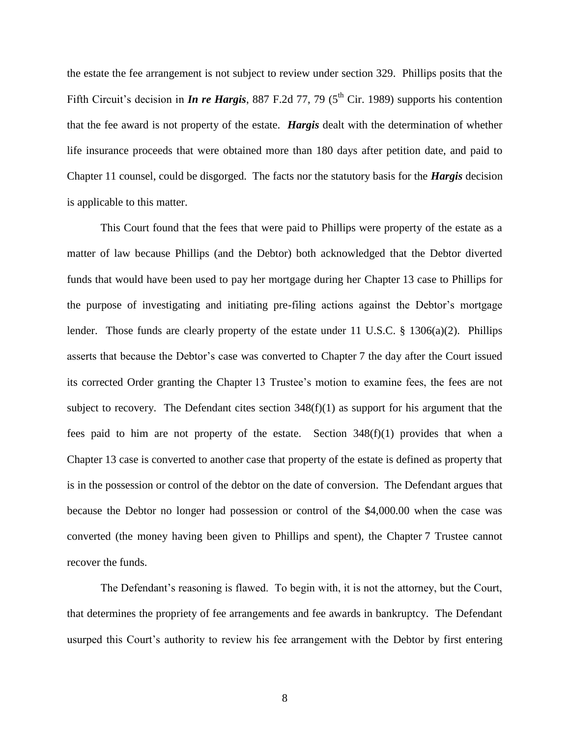the estate the fee arrangement is not subject to review under section 329. Phillips posits that the Fifth Circuit's decision in ***In re Hargis***, 887 F.2d 77, 79 (5th Cir. 1989) supports his contention that the fee award is not property of the estate. ***Hargis*** dealt with the determination of whether life insurance proceeds that were obtained more than 180 days after petition date, and paid to Chapter 11 counsel, could be disgorged. The facts nor the statutory basis for the ***Hargis*** decision is applicable to this matter.

This Court found that the fees that were paid to Phillips were property of the estate as a matter of law because Phillips (and the Debtor) both acknowledged that the Debtor diverted funds that would have been used to pay her mortgage during her Chapter 13 case to Phillips for the purpose of investigating and initiating pre-filing actions against the Debtor's mortgage lender. Those funds are clearly property of the estate under 11 U.S.C. § 1306(a)(2). Phillips asserts that because the Debtor's case was converted to Chapter 7 the day after the Court issued its corrected Order granting the Chapter 13 Trustee's motion to examine fees, the fees are not subject to recovery. The Defendant cites section 348(f)(1) as support for his argument that the fees paid to him are not property of the estate. Section 348(f)(1) provides that when a Chapter 13 case is converted to another case that property of the estate is defined as property that is in the possession or control of the debtor on the date of conversion. The Defendant argues that because the Debtor no longer had possession or control of the $4,000.00 when the case was converted (the money having been given to Phillips and spent), the Chapter 7 Trustee cannot recover the funds.

The Defendant's reasoning is flawed. To begin with, it is not the attorney, but the Court, that determines the propriety of fee arrangements and fee awards in bankruptcy. The Defendant usurped this Court's authority to review his fee arrangement with the Debtor by first entering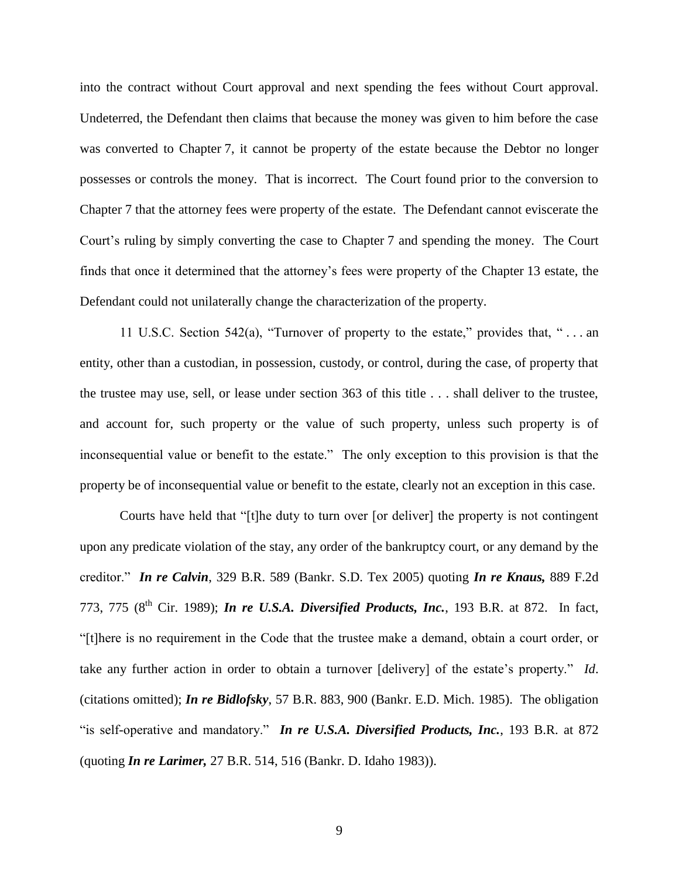into the contract without Court approval and next spending the fees without Court approval. Undeterred, the Defendant then claims that because the money was given to him before the case was converted to Chapter 7, it cannot be property of the estate because the Debtor no longer possesses or controls the money. That is incorrect. The Court found prior to the conversion to Chapter 7 that the attorney fees were property of the estate. The Defendant cannot eviscerate the Court's ruling by simply converting the case to Chapter 7 and spending the money. The Court finds that once it determined that the attorney's fees were property of the Chapter 13 estate, the Defendant could not unilaterally change the characterization of the property.

11 U.S.C. Section 542(a), "Turnover of property to the estate," provides that, " . . . an entity, other than a custodian, in possession, custody, or control, during the case, of property that the trustee may use, sell, or lease under section 363 of this title . . . shall deliver to the trustee, and account for, such property or the value of such property, unless such property is of inconsequential value or benefit to the estate." The only exception to this provision is that the property be of inconsequential value or benefit to the estate, clearly not an exception in this case.

Courts have held that "[t]he duty to turn over [or deliver] the property is not contingent upon any predicate violation of the stay, any order of the bankruptcy court, or any demand by the creditor." ***In re Calvin***, 329 B.R. 589 (Bankr. S.D. Tex 2005) quoting ***In re Knaus,*** 889 F.2d 773, 775 (8th Cir. 1989); ***In re U.S.A. Diversified Products, Inc.***, 193 B.R. at 872. In fact, "[t]here is no requirement in the Code that the trustee make a demand, obtain a court order, or take any further action in order to obtain a turnover [delivery] of the estate's property." *Id*. (citations omitted); ***In re Bidlofsky***, 57 B.R. 883, 900 (Bankr. E.D. Mich. 1985). The obligation "is self-operative and mandatory." ***In re U.S.A. Diversified Products, Inc.***, 193 B.R. at 872 (quoting ***In re Larimer,*** 27 B.R. 514, 516 (Bankr. D. Idaho 1983)).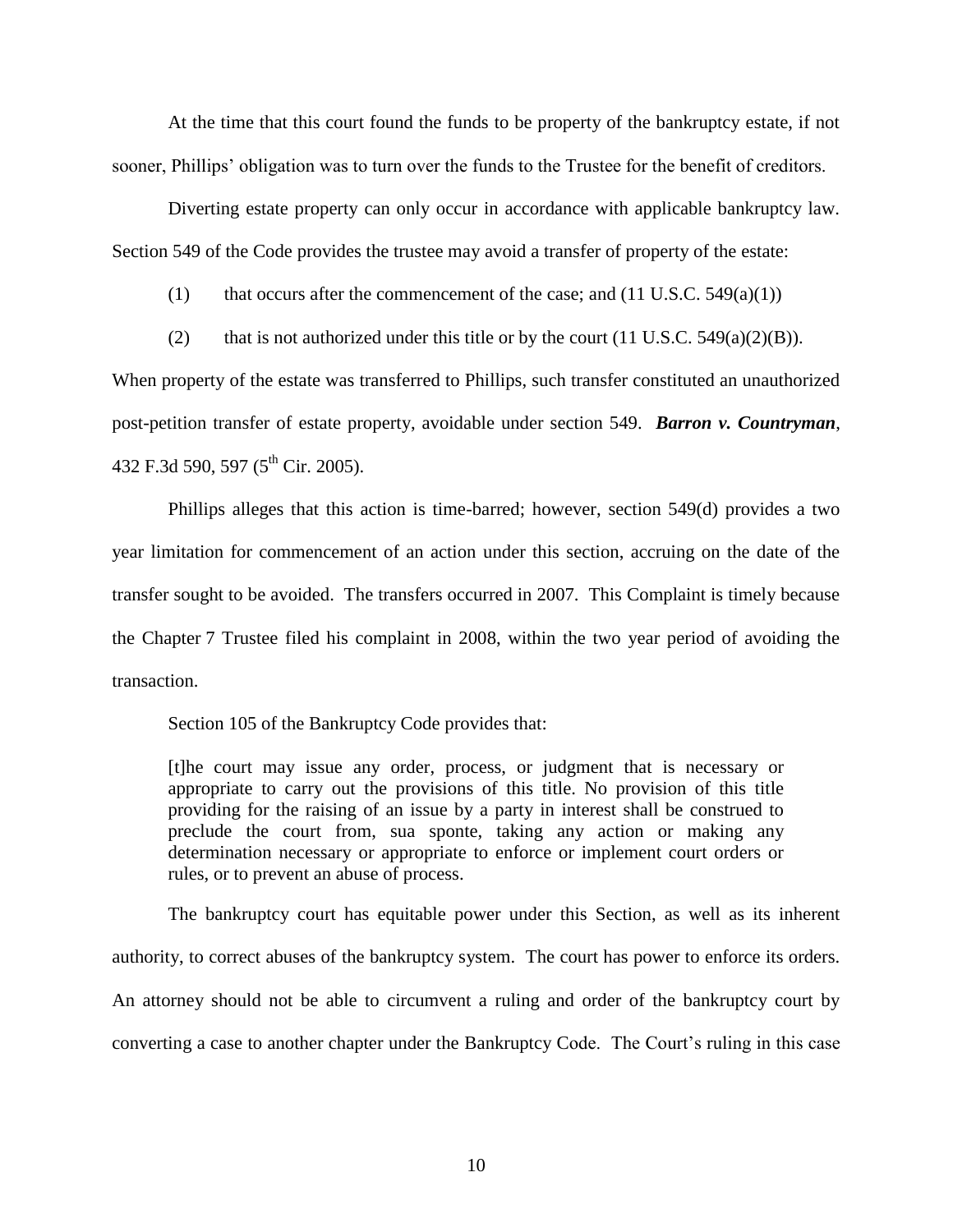At the time that this court found the funds to be property of the bankruptcy estate, if not sooner, Phillips' obligation was to turn over the funds to the Trustee for the benefit of creditors.

Diverting estate property can only occur in accordance with applicable bankruptcy law. Section 549 of the Code provides the trustee may avoid a transfer of property of the estate:

(1) that occurs after the commencement of the case; and (11 U.S.C. 549(a)(1))

(2) that is not authorized under this title or by the court (11 U.S.C. 549(a)(2)(B)).

When property of the estate was transferred to Phillips, such transfer constituted an unauthorized post-petition transfer of estate property, avoidable under section 549. ***Barron v. Countryman***, 432 F.3d 590, 597 (5th Cir. 2005).

Phillips alleges that this action is time-barred; however, section 549(d) provides a two year limitation for commencement of an action under this section, accruing on the date of the transfer sought to be avoided. The transfers occurred in 2007. This Complaint is timely because the Chapter 7 Trustee filed his complaint in 2008, within the two year period of avoiding the transaction.

Section 105 of the Bankruptcy Code provides that:

> [t]he court may issue any order, process, or judgment that is necessary or appropriate to carry out the provisions of this title. No provision of this title providing for the raising of an issue by a party in interest shall be construed to preclude the court from, sua sponte, taking any action or making any determination necessary or appropriate to enforce or implement court orders or rules, or to prevent an abuse of process.

The bankruptcy court has equitable power under this Section, as well as its inherent authority, to correct abuses of the bankruptcy system. The court has power to enforce its orders. An attorney should not be able to circumvent a ruling and order of the bankruptcy court by converting a case to another chapter under the Bankruptcy Code. The Court's ruling in this case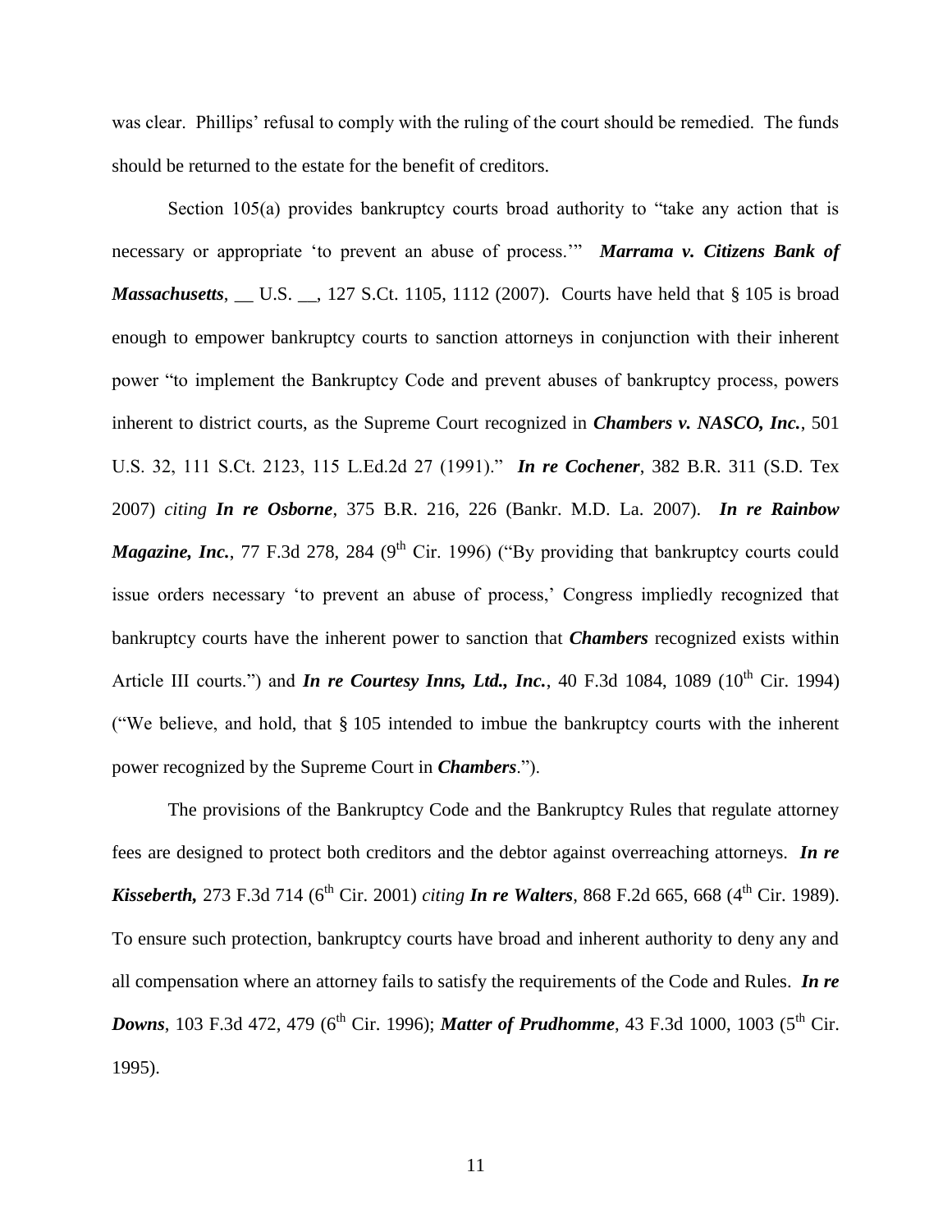was clear. Phillips' refusal to comply with the ruling of the court should be remedied. The funds should be returned to the estate for the benefit of creditors.

Section 105(a) provides bankruptcy courts broad authority to "take any action that is necessary or appropriate 'to prevent an abuse of process.'" ***Marrama v. Citizens Bank of Massachusetts***, __ U.S. __, 127 S.Ct. 1105, 1112 (2007). Courts have held that § 105 is broad enough to empower bankruptcy courts to sanction attorneys in conjunction with their inherent power "to implement the Bankruptcy Code and prevent abuses of bankruptcy process, powers inherent to district courts, as the Supreme Court recognized in ***Chambers v. NASCO, Inc.***, 501 U.S. 32, 111 S.Ct. 2123, 115 L.Ed.2d 27 (1991)." ***In re Cochener***, 382 B.R. 311 (S.D. Tex 2007) *citing* ***In re Osborne***, 375 B.R. 216, 226 (Bankr. M.D. La. 2007). ***In re Rainbow Magazine, Inc.***, 77 F.3d 278, 284 (9th Cir. 1996) ("By providing that bankruptcy courts could issue orders necessary 'to prevent an abuse of process,' Congress impliedly recognized that bankruptcy courts have the inherent power to sanction that ***Chambers*** recognized exists within Article III courts.") and ***In re Courtesy Inns, Ltd., Inc.***, 40 F.3d 1084, 1089 (10th Cir. 1994) ("We believe, and hold, that § 105 intended to imbue the bankruptcy courts with the inherent power recognized by the Supreme Court in ***Chambers***.").

The provisions of the Bankruptcy Code and the Bankruptcy Rules that regulate attorney fees are designed to protect both creditors and the debtor against overreaching attorneys. ***In re Kisseberth,*** 273 F.3d 714 (6th Cir. 2001) *citing* ***In re Walters***, 868 F.2d 665, 668 (4th Cir. 1989). To ensure such protection, bankruptcy courts have broad and inherent authority to deny any and all compensation where an attorney fails to satisfy the requirements of the Code and Rules. ***In re Downs***, 103 F.3d 472, 479 (6th Cir. 1996); ***Matter of Prudhomme***, 43 F.3d 1000, 1003 (5th Cir. 1995).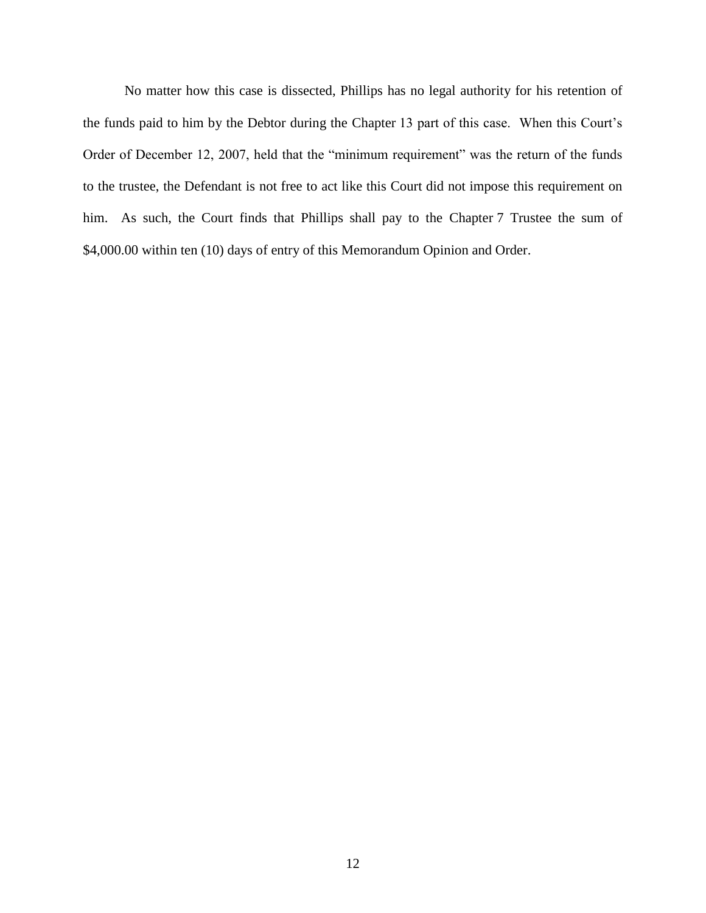No matter how this case is dissected, Phillips has no legal authority for his retention of the funds paid to him by the Debtor during the Chapter 13 part of this case. When this Court's Order of December 12, 2007, held that the "minimum requirement" was the return of the funds to the trustee, the Defendant is not free to act like this Court did not impose this requirement on him. As such, the Court finds that Phillips shall pay to the Chapter 7 Trustee the sum of $4,000.00 within ten (10) days of entry of this Memorandum Opinion and Order.